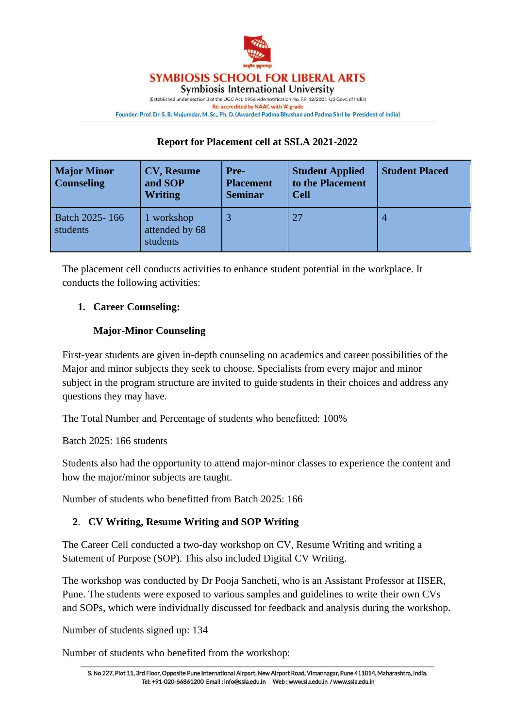SYMBIOSIS SCHOOL FOR LIBERAL ARTS

Symbiosis International University

(Established under section 3 of the UGC Act, 1956 vide notification No. F.9-12/2001-U3 Govt. of India)

Re-accredited by NAAC with 'A' grade

Founder: Prof. Dr. S. B. Mujumdar, M. Sc., Ph. D. (Awarded Padma Bhushan and Padma Shri by President of India)

## Report for Placement cell at SSLA 2021-2022

| Major Minor Counseling | CV, Resume and SOP Writing | Pre-Placement Seminar | Student Applied to the Placement Cell | Student Placed |
|---|---|---|---|---|
| Batch 2025- 166 students | 1 workshop attended by 68 students | 3 | 27 | 4 |

The placement cell conducts activities to enhance student potential in the workplace. It conducts the following activities:

1. **Career Counseling:**

   **Major-Minor Counseling**

First-year students are given in-depth counseling on academics and career possibilities of the Major and minor subjects they seek to choose. Specialists from every major and minor subject in the program structure are invited to guide students in their choices and address any questions they may have.

The Total Number and Percentage of students who benefitted: 100%

Batch 2025: 166 students

Students also had the opportunity to attend major-minor classes to experience the content and how the major/minor subjects are taught.

Number of students who benefitted from Batch 2025: 166

2. **CV Writing, Resume Writing and SOP Writing**

The Career Cell conducted a two-day workshop on CV, Resume Writing and writing a Statement of Purpose (SOP). This also included Digital CV Writing.

The workshop was conducted by Dr Pooja Sancheti, who is an Assistant Professor at IISER, Pune. The students were exposed to various samples and guidelines to write their own CVs and SOPs, which were individually discussed for feedback and analysis during the workshop.

Number of students signed up: 134

Number of students who benefited from the workshop: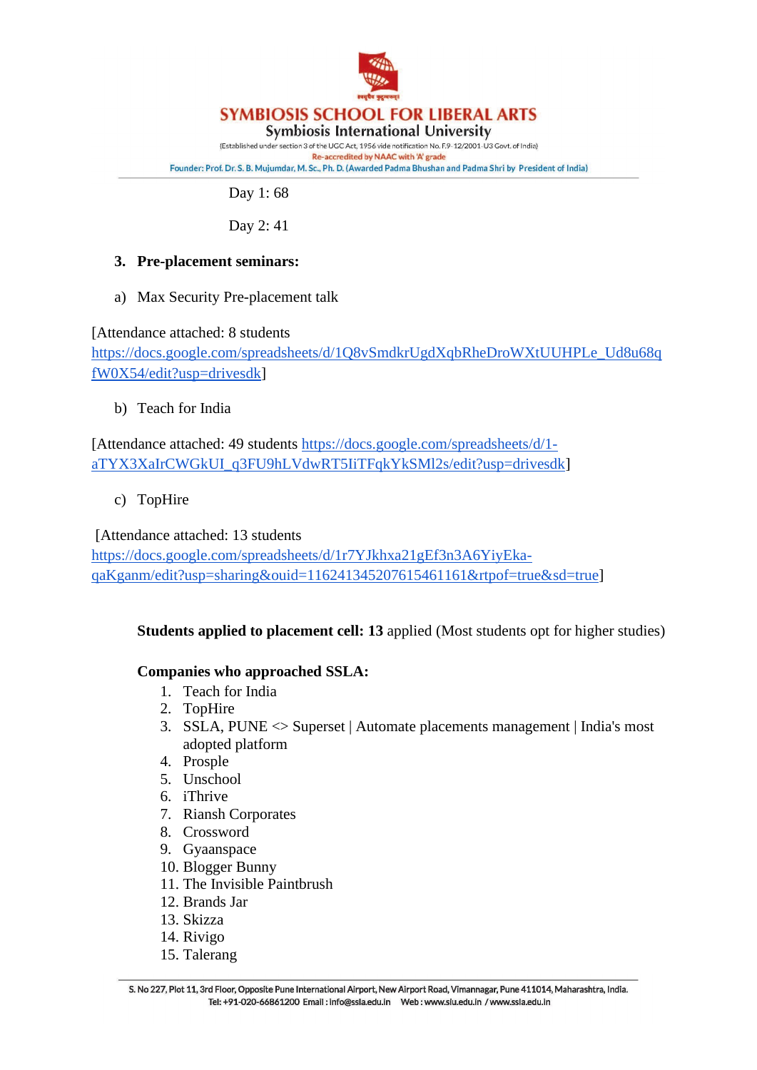Day 1: 68

Day 2: 41

3. **Pre-placement seminars:**

a) Max Security Pre-placement talk

[Attendance attached: 8 students https://docs.google.com/spreadsheets/d/1Q8vSmdkrUgdXqbRheDroWXtUUHPLe_Ud8u68qfW0X54/edit?usp=drivesdk]

b) Teach for India

[Attendance attached: 49 students https://docs.google.com/spreadsheets/d/1-aTYX3XaIrCWGkUI_q3FU9hLVdwRT5IiTFqkYkSMl2s/edit?usp=drivesdk]

c) TopHire

[Attendance attached: 13 students https://docs.google.com/spreadsheets/d/1r7YJkhxa21gEf3n3A6YiyEka-qaKganm/edit?usp=sharing&ouid=116241345207615461161&rtpof=true&sd=true]

**Students applied to placement cell: 13** applied (Most students opt for higher studies)

**Companies who approached SSLA:**

1. Teach for India
2. TopHire
3. SSLA, PUNE <> Superset | Automate placements management | India's most adopted platform
4. Prosple
5. Unschool
6. iThrive
7. Riansh Corporates
8. Crossword
9. Gyaanspace
10. Blogger Bunny
11. The Invisible Paintbrush
12. Brands Jar
13. Skizza
14. Rivigo
15. Talerang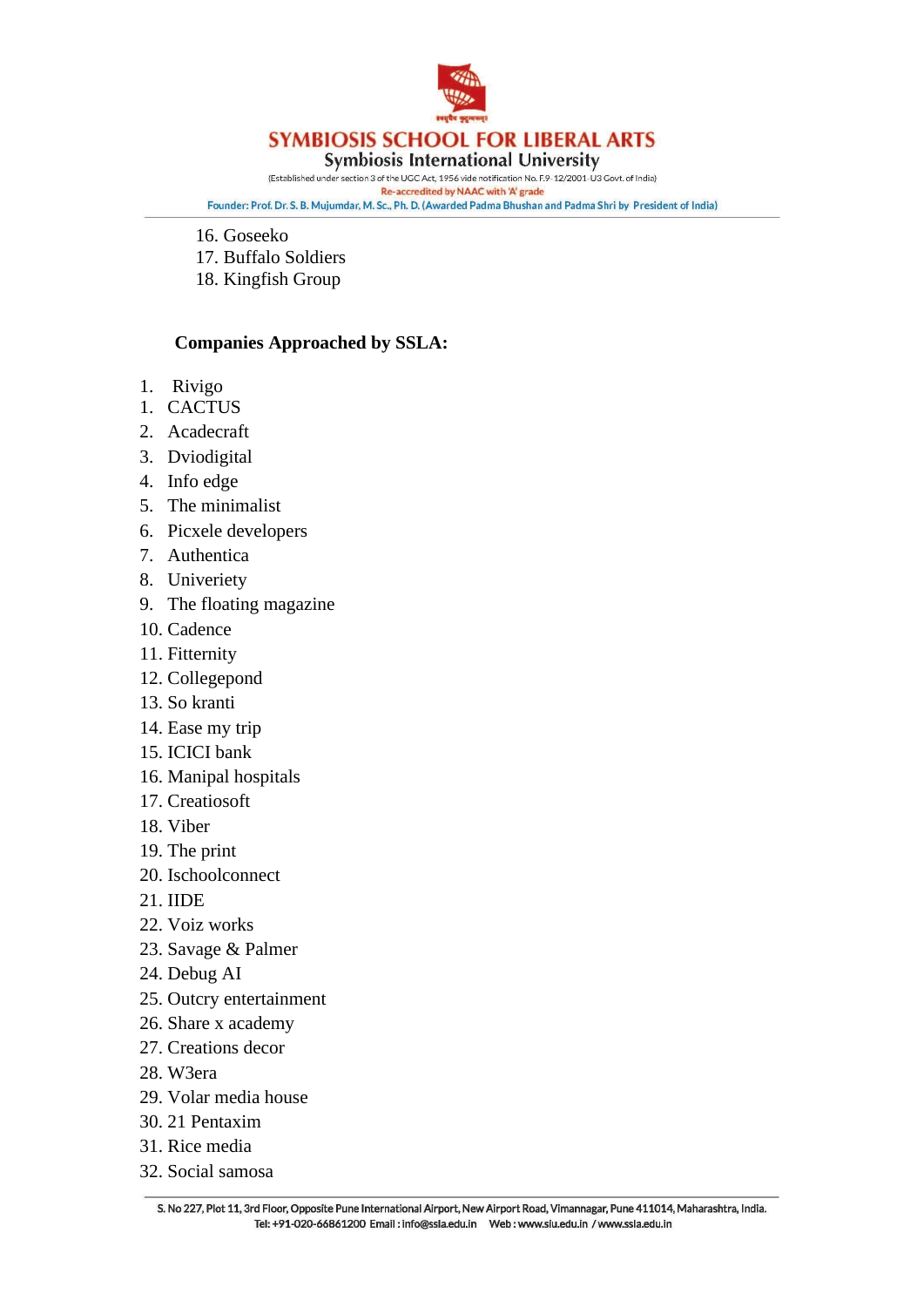16. Goseeko
17. Buffalo Soldiers
18. Kingfish Group

**Companies Approached by SSLA:**

1. Rivigo
1. CACTUS
2. Acadecraft
3. Dviodigital
4. Info edge
5. The minimalist
6. Picxele developers
7. Authentica
8. Univeriety
9. The floating magazine
10. Cadence
11. Fitternity
12. Collegepond
13. So kranti
14. Ease my trip
15. ICICI bank
16. Manipal hospitals
17. Creatiosoft
18. Viber
19. The print
20. Ischoolconnect
21. IIDE
22. Voiz works
23. Savage & Palmer
24. Debug AI
25. Outcry entertainment
26. Share x academy
27. Creations decor
28. W3era
29. Volar media house
30. 21 Pentaxim
31. Rice media
32. Social samosa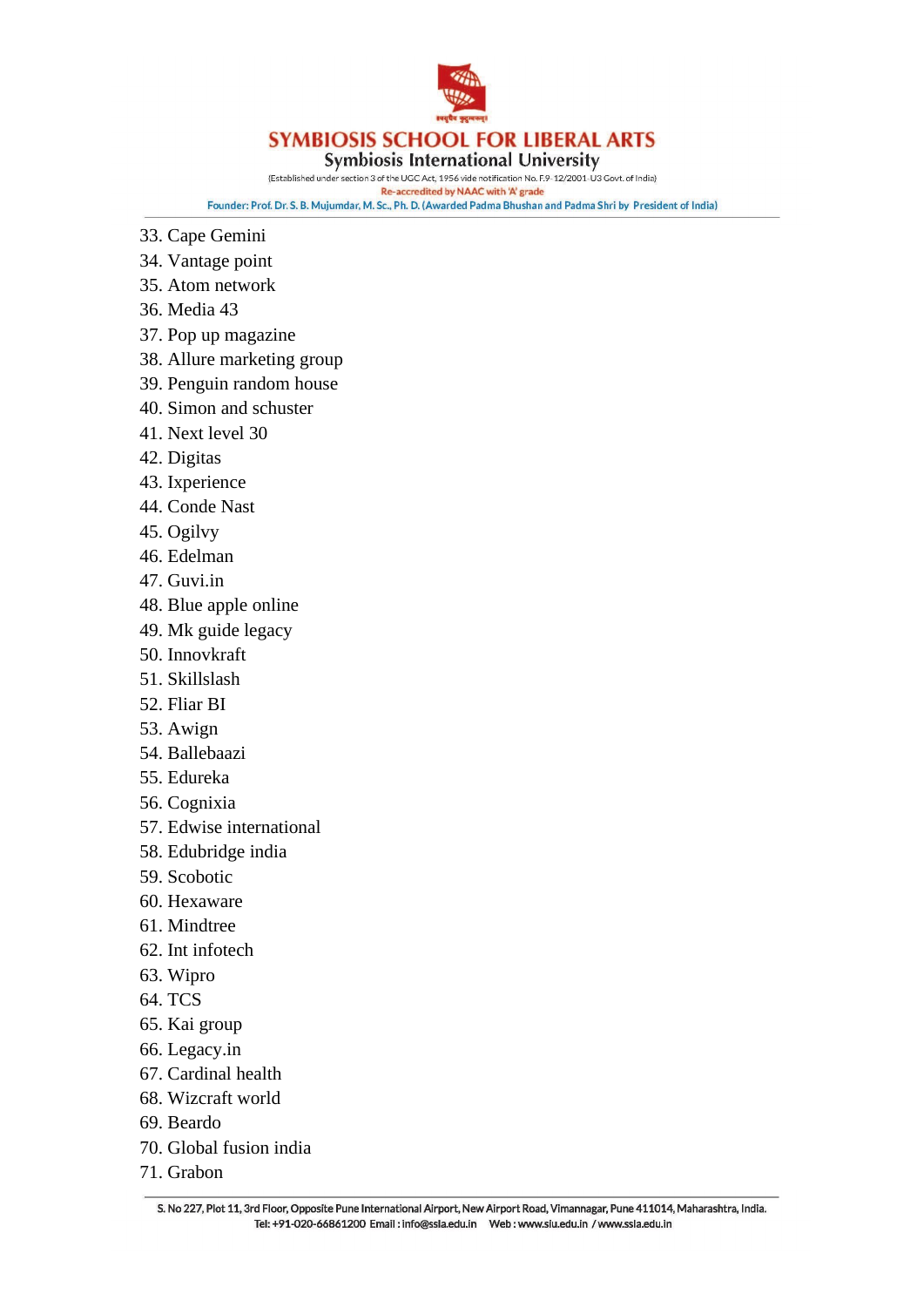33. Cape Gemini
34. Vantage point
35. Atom network
36. Media 43
37. Pop up magazine
38. Allure marketing group
39. Penguin random house
40. Simon and schuster
41. Next level 30
42. Digitas
43. Ixperience
44. Conde Nast
45. Ogilvy
46. Edelman
47. Guvi.in
48. Blue apple online
49. Mk guide legacy
50. Innovkraft
51. Skillslash
52. Fliar BI
53. Awign
54. Ballebaazi
55. Edureka
56. Cognixia
57. Edwise international
58. Edubridge india
59. Scobotic
60. Hexaware
61. Mindtree
62. Int infotech
63. Wipro
64. TCS
65. Kai group
66. Legacy.in
67. Cardinal health
68. Wizcraft world
69. Beardo
70. Global fusion india
71. Grabon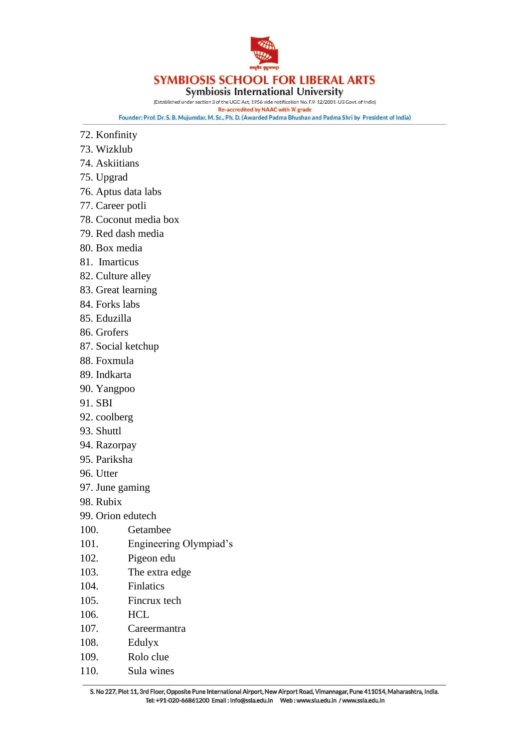72. Konfinity
73. Wizklub
74. Askiitians
75. Upgrad
76. Aptus data labs
77. Career potli
78. Coconut media box
79. Red dash media
80. Box media
81. Imarticus
82. Culture alley
83. Great learning
84. Forks labs
85. Eduzilla
86. Grofers
87. Social ketchup
88. Foxmula
89. Indkarta
90. Yangpoo
91. SBI
92. coolberg
93. Shuttl
94. Razorpay
95. Pariksha
96. Utter
97. June gaming
98. Rubix
99. Orion edutech
100. Getambee
101. Engineering Olympiad's
102. Pigeon edu
103. The extra edge
104. Finlatics
105. Fincrux tech
106. HCL
107. Careermantra
108. Edulyx
109. Rolo clue
110. Sula wines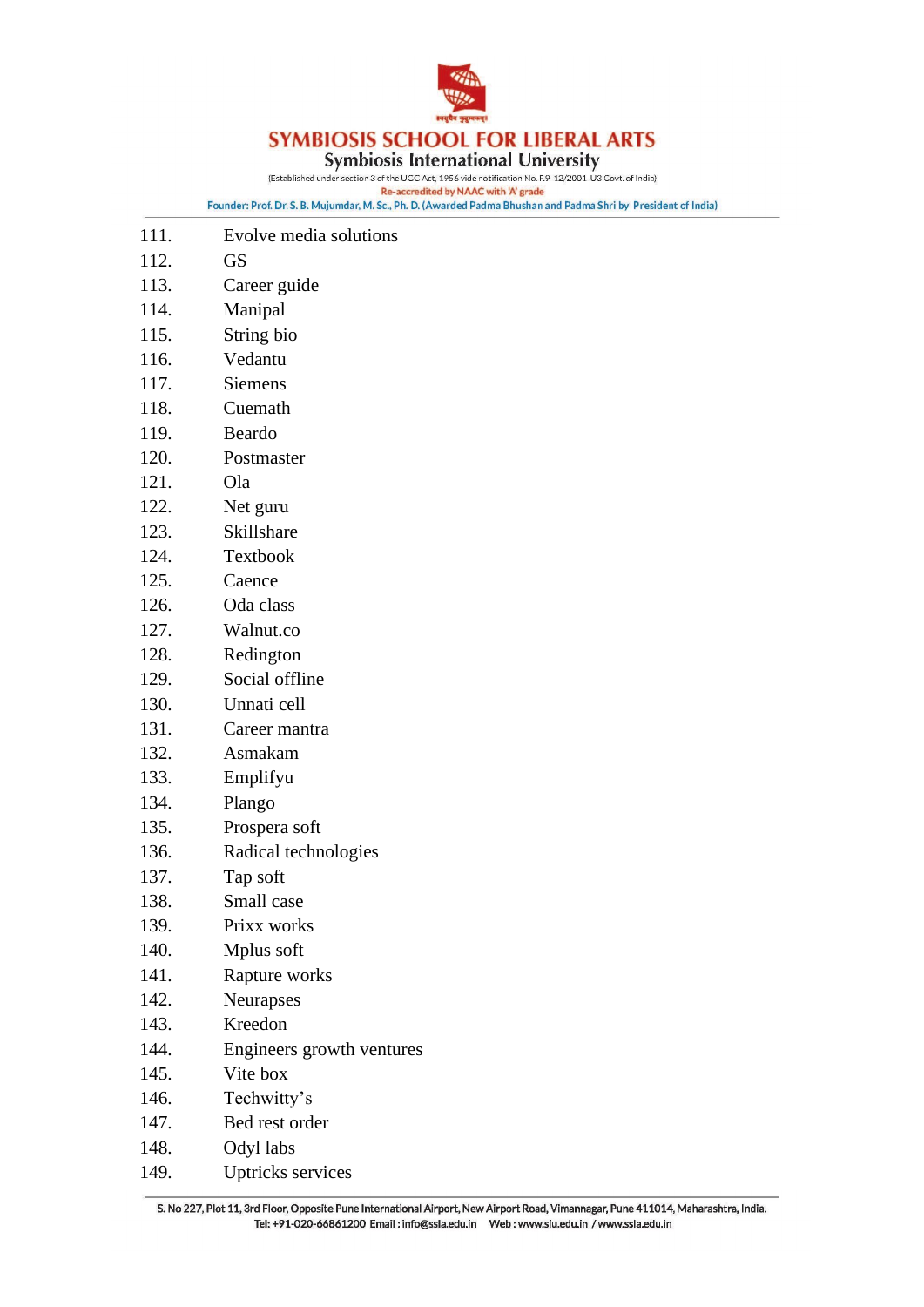111. Evolve media solutions
112. GS
113. Career guide
114. Manipal
115. String bio
116. Vedantu
117. Siemens
118. Cuemath
119. Beardo
120. Postmaster
121. Ola
122. Net guru
123. Skillshare
124. Textbook
125. Caence
126. Oda class
127. Walnut.co
128. Redington
129. Social offline
130. Unnati cell
131. Career mantra
132. Asmakam
133. Emplifyu
134. Plango
135. Prospera soft
136. Radical technologies
137. Tap soft
138. Small case
139. Prixx works
140. Mplus soft
141. Rapture works
142. Neurapses
143. Kreedon
144. Engineers growth ventures
145. Vite box
146. Techwitty's
147. Bed rest order
148. Odyl labs
149. Uptricks services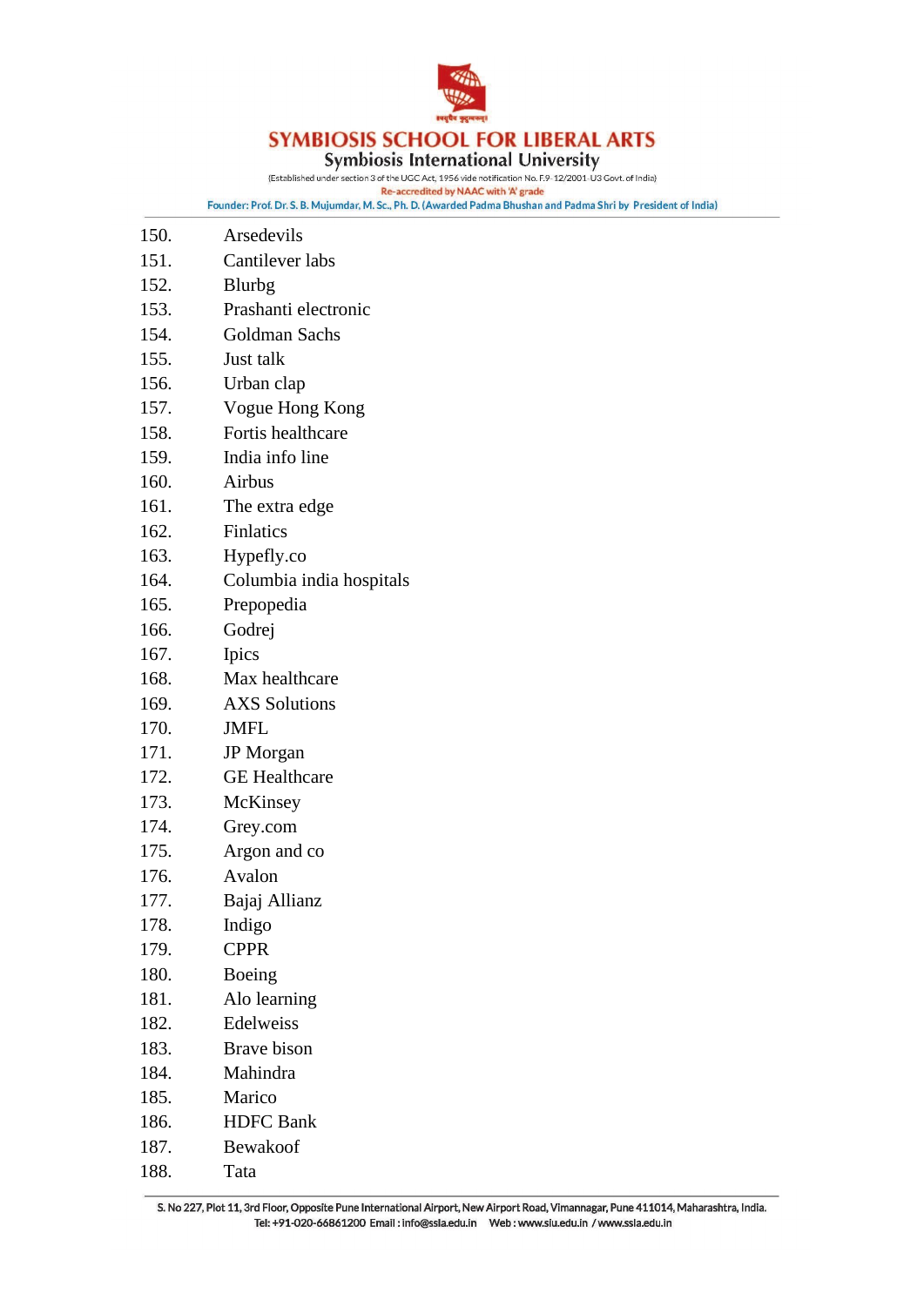150. Arsedevils
151. Cantilever labs
152. Blurbg
153. Prashanti electronic
154. Goldman Sachs
155. Just talk
156. Urban clap
157. Vogue Hong Kong
158. Fortis healthcare
159. India info line
160. Airbus
161. The extra edge
162. Finlatics
163. Hypefly.co
164. Columbia india hospitals
165. Prepopedia
166. Godrej
167. Ipics
168. Max healthcare
169. AXS Solutions
170. JMFL
171. JP Morgan
172. GE Healthcare
173. McKinsey
174. Grey.com
175. Argon and co
176. Avalon
177. Bajaj Allianz
178. Indigo
179. CPPR
180. Boeing
181. Alo learning
182. Edelweiss
183. Brave bison
184. Mahindra
185. Marico
186. HDFC Bank
187. Bewakoof
188. Tata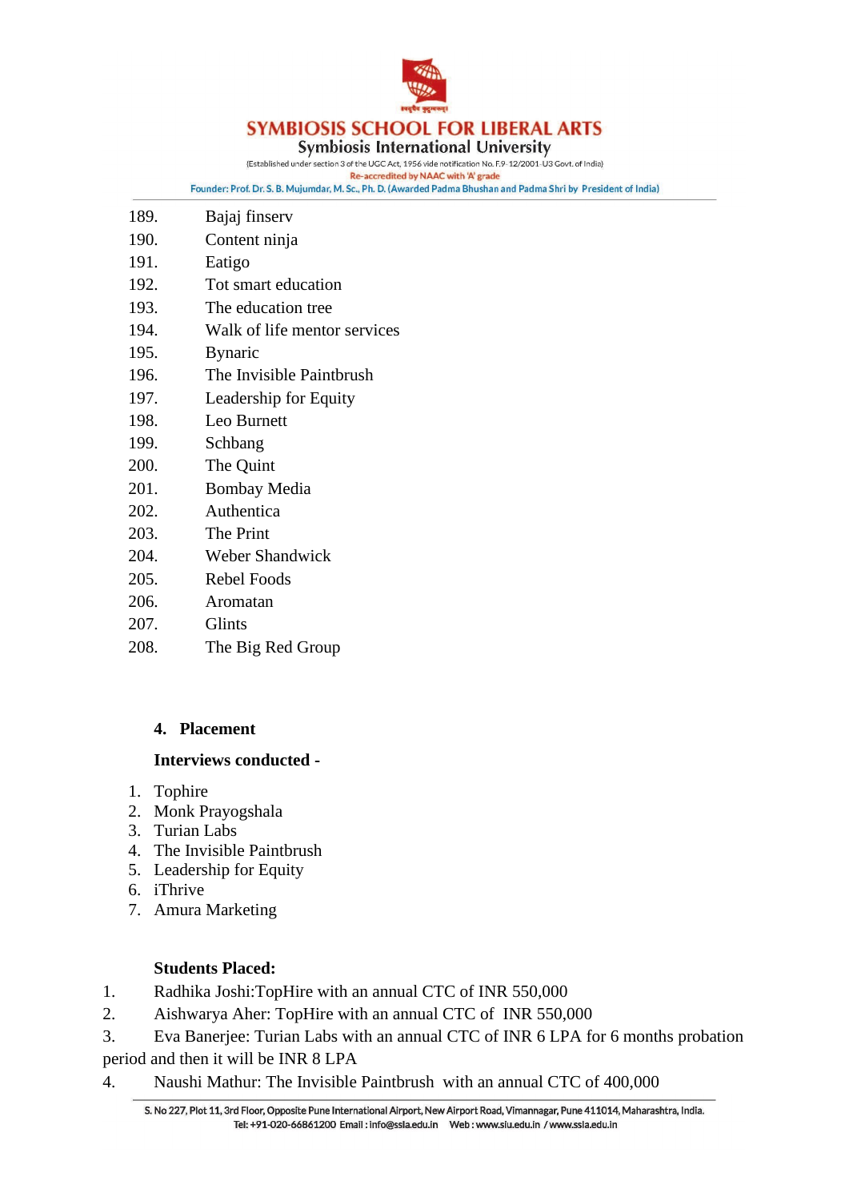189. Bajaj finserv
190. Content ninja
191. Eatigo
192. Tot smart education
193. The education tree
194. Walk of life mentor services
195. Bynaric
196. The Invisible Paintbrush
197. Leadership for Equity
198. Leo Burnett
199. Schbang
200. The Quint
201. Bombay Media
202. Authentica
203. The Print
204. Weber Shandwick
205. Rebel Foods
206. Aromatan
207. Glints
208. The Big Red Group

### 4. Placement

**Interviews conducted -**

1. Tophire
2. Monk Prayogshala
3. Turian Labs
4. The Invisible Paintbrush
5. Leadership for Equity
6. iThrive
7. Amura Marketing

**Students Placed:**

1. Radhika Joshi:TopHire with an annual CTC of INR 550,000
2. Aishwarya Aher: TopHire with an annual CTC of INR 550,000
3. Eva Banerjee: Turian Labs with an annual CTC of INR 6 LPA for 6 months probation period and then it will be INR 8 LPA
4. Naushi Mathur: The Invisible Paintbrush with an annual CTC of 400,000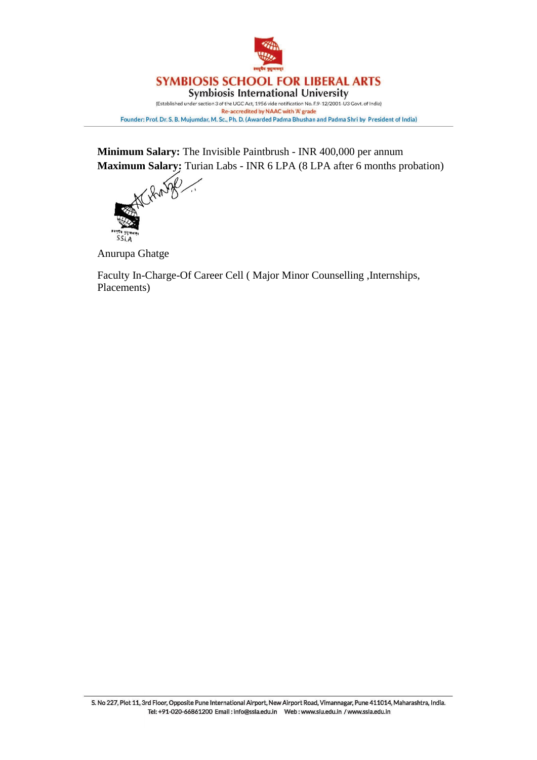**Minimum Salary:** The Invisible Paintbrush - INR 400,000 per annum

**Maximum Salary:** Turian Labs - INR 6 LPA (8 LPA after 6 months probation)

Anurupa Ghatge

Faculty In-Charge-Of Career Cell ( Major Minor Counselling ,Internships, Placements)